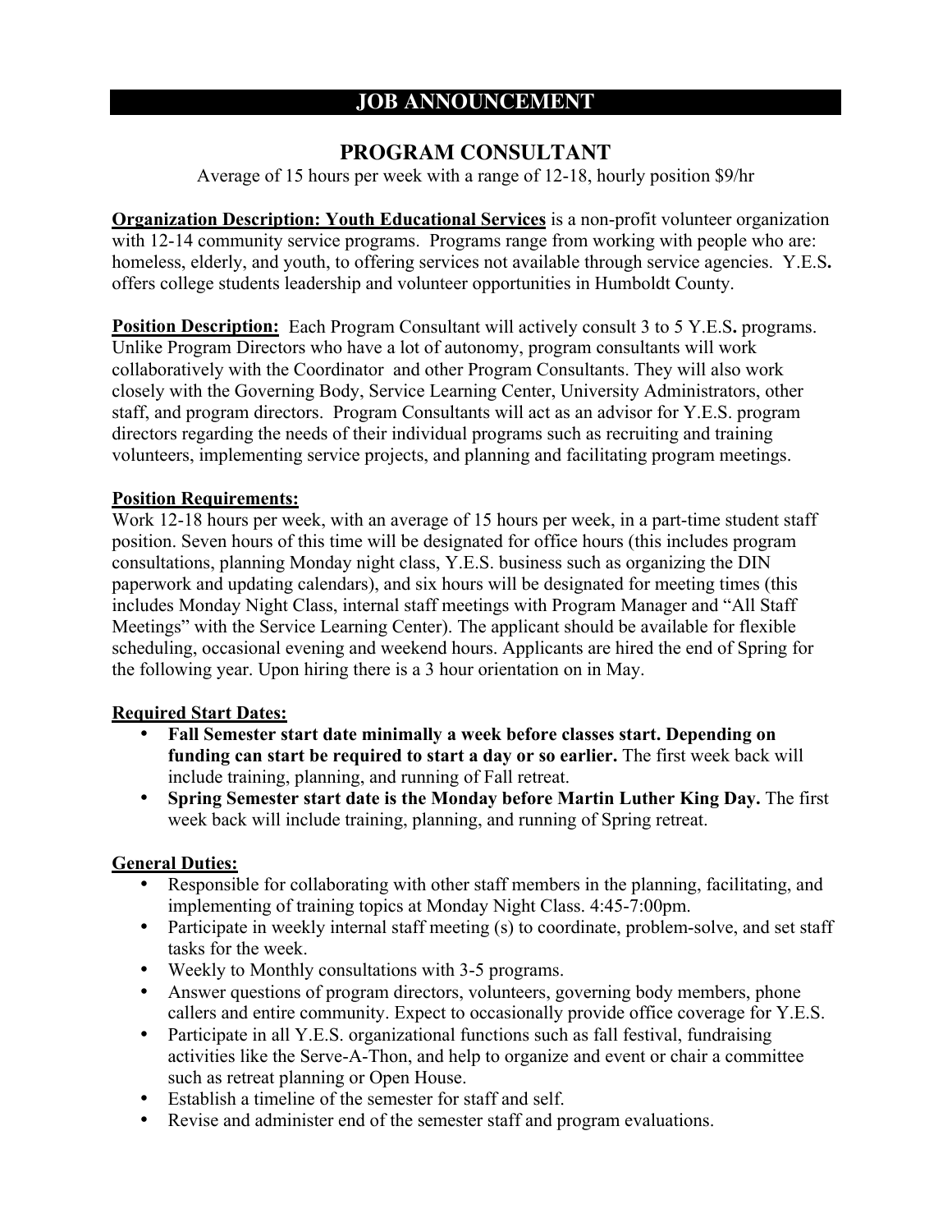# JOB ANNOUNCEMENT

## PROGRAM CONSULTANT

Average of 15 hours per week with a range of 12-18, hourly position $9/hr

**Organization Description: Youth Educational Services** is a non-profit volunteer organization with 12-14 community service programs. Programs range from working with people who are: homeless, elderly, and youth, to offering services not available through service agencies. Y.E.S**.** offers college students leadership and volunteer opportunities in Humboldt County.

**Position Description:** Each Program Consultant will actively consult 3 to 5 Y.E.S**.** programs. Unlike Program Directors who have a lot of autonomy, program consultants will work collaboratively with the Coordinator and other Program Consultants. They will also work closely with the Governing Body, Service Learning Center, University Administrators, other staff, and program directors. Program Consultants will act as an advisor for Y.E.S. program directors regarding the needs of their individual programs such as recruiting and training volunteers, implementing service projects, and planning and facilitating program meetings.

**Position Requirements:**

Work 12-18 hours per week, with an average of 15 hours per week, in a part-time student staff position. Seven hours of this time will be designated for office hours (this includes program consultations, planning Monday night class, Y.E.S. business such as organizing the DIN paperwork and updating calendars), and six hours will be designated for meeting times (this includes Monday Night Class, internal staff meetings with Program Manager and "All Staff Meetings" with the Service Learning Center). The applicant should be available for flexible scheduling, occasional evening and weekend hours. Applicants are hired the end of Spring for the following year. Upon hiring there is a 3 hour orientation on in May.

**Required Start Dates:**

- **Fall Semester start date minimally a week before classes start. Depending on funding can start be required to start a day or so earlier.** The first week back will include training, planning, and running of Fall retreat.
- **Spring Semester start date is the Monday before Martin Luther King Day.** The first week back will include training, planning, and running of Spring retreat.

**General Duties:**

- Responsible for collaborating with other staff members in the planning, facilitating, and implementing of training topics at Monday Night Class. 4:45-7:00pm.
- Participate in weekly internal staff meeting (s) to coordinate, problem-solve, and set staff tasks for the week.
- Weekly to Monthly consultations with 3-5 programs.
- Answer questions of program directors, volunteers, governing body members, phone callers and entire community. Expect to occasionally provide office coverage for Y.E.S.
- Participate in all Y.E.S. organizational functions such as fall festival, fundraising activities like the Serve-A-Thon, and help to organize and event or chair a committee such as retreat planning or Open House.
- Establish a timeline of the semester for staff and self.
- Revise and administer end of the semester staff and program evaluations.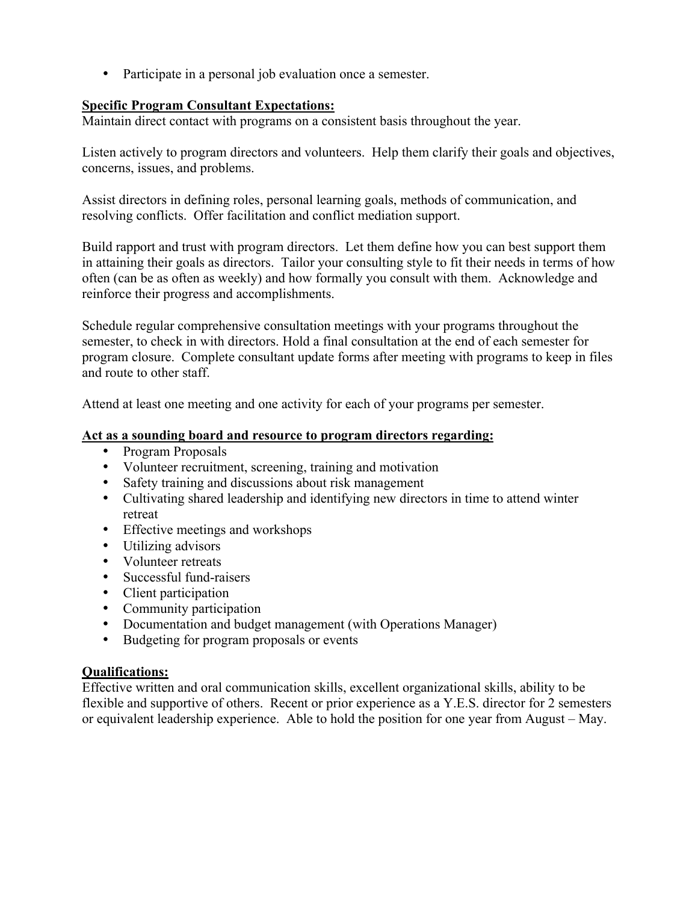- Participate in a personal job evaluation once a semester.

**Specific Program Consultant Expectations:**

Maintain direct contact with programs on a consistent basis throughout the year.

Listen actively to program directors and volunteers. Help them clarify their goals and objectives, concerns, issues, and problems.

Assist directors in defining roles, personal learning goals, methods of communication, and resolving conflicts. Offer facilitation and conflict mediation support.

Build rapport and trust with program directors. Let them define how you can best support them in attaining their goals as directors. Tailor your consulting style to fit their needs in terms of how often (can be as often as weekly) and how formally you consult with them. Acknowledge and reinforce their progress and accomplishments.

Schedule regular comprehensive consultation meetings with your programs throughout the semester, to check in with directors. Hold a final consultation at the end of each semester for program closure. Complete consultant update forms after meeting with programs to keep in files and route to other staff.

Attend at least one meeting and one activity for each of your programs per semester.

**Act as a sounding board and resource to program directors regarding:**

- Program Proposals
- Volunteer recruitment, screening, training and motivation
- Safety training and discussions about risk management
- Cultivating shared leadership and identifying new directors in time to attend winter retreat
- Effective meetings and workshops
- Utilizing advisors
- Volunteer retreats
- Successful fund-raisers
- Client participation
- Community participation
- Documentation and budget management (with Operations Manager)
- Budgeting for program proposals or events

**Qualifications:**

Effective written and oral communication skills, excellent organizational skills, ability to be flexible and supportive of others. Recent or prior experience as a Y.E.S. director for 2 semesters or equivalent leadership experience. Able to hold the position for one year from August – May.